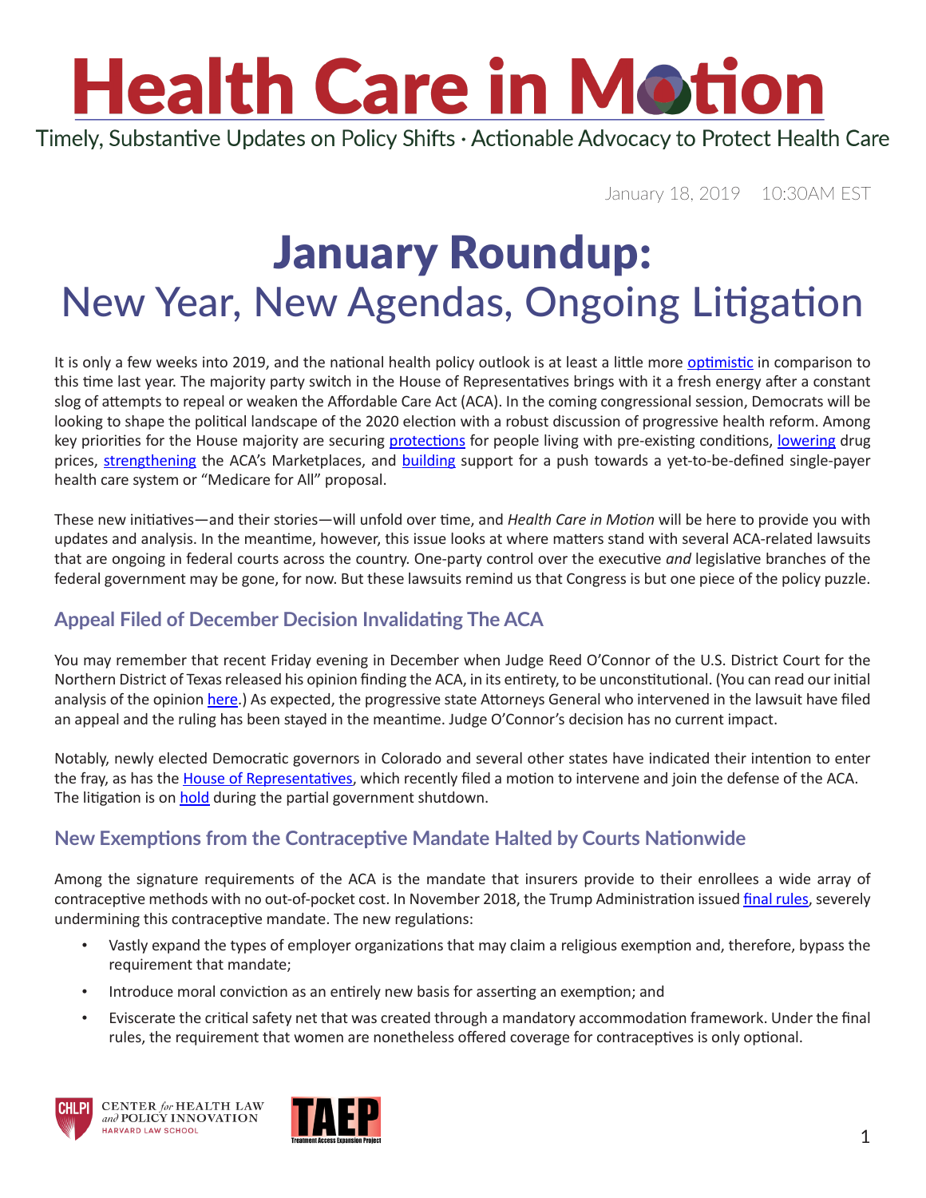# Health Care in Motion

Timely, Substantive Updates on Policy Shifts · Actionable Advocacy to Protect Health Care

January 18, 2019 10:30AM EST

# January Roundup:

## New Year, New Agendas, Ongoing Litigation

It is only a few weeks into 2019, and the national health policy outlook is at least a little more optimistic in comparison to this time last year. The majority party switch in the House of Representatives brings with it a fresh energy after a constant slog of attempts to repeal or weaken the Affordable Care Act (ACA). In the coming congressional session, Democrats will be looking to shape the political landscape of the 2020 election with a robust discussion of progressive health reform. Among key priorities for the House majority are securing protections for people living with pre-existing conditions, lowering drug prices, strengthening the ACA's Marketplaces, and building support for a push towards a yet-to-be-defined single-payer health care system or "Medicare for All" proposal.

These new initiatives—and their stories—will unfold over time, and *Health Care in Motion* will be here to provide you with updates and analysis. In the meantime, however, this issue looks at where matters stand with several ACA-related lawsuits that are ongoing in federal courts across the country. One-party control over the executive *and* legislative branches of the federal government may be gone, for now. But these lawsuits remind us that Congress is but one piece of the policy puzzle.

### Appeal Filed of December Decision Invalidating The ACA

You may remember that recent Friday evening in December when Judge Reed O'Connor of the U.S. District Court for the Northern District of Texas released his opinion finding the ACA, in its entirety, to be unconstitutional. (You can read our initial analysis of the opinion here.) As expected, the progressive state Attorneys General who intervened in the lawsuit have filed an appeal and the ruling has been stayed in the meantime. Judge O'Connor's decision has no current impact.

Notably, newly elected Democratic governors in Colorado and several other states have indicated their intention to enter the fray, as has the House of Representatives, which recently filed a motion to intervene and join the defense of the ACA. The litigation is on hold during the partial government shutdown.

### New Exemptions from the Contraceptive Mandate Halted by Courts Nationwide

Among the signature requirements of the ACA is the mandate that insurers provide to their enrollees a wide array of contraceptive methods with no out-of-pocket cost. In November 2018, the Trump Administration issued final rules, severely undermining this contraceptive mandate. The new regulations:

- Vastly expand the types of employer organizations that may claim a religious exemption and, therefore, bypass the requirement that mandate;
- Introduce moral conviction as an entirely new basis for asserting an exemption; and
- Eviscerate the critical safety net that was created through a mandatory accommodation framework. Under the final rules, the requirement that women are nonetheless offered coverage for contraceptives is only optional.

CHLPI Center for Health Law and Policy Innovation, Harvard Law School

TAEP Treatment Access Expansion Project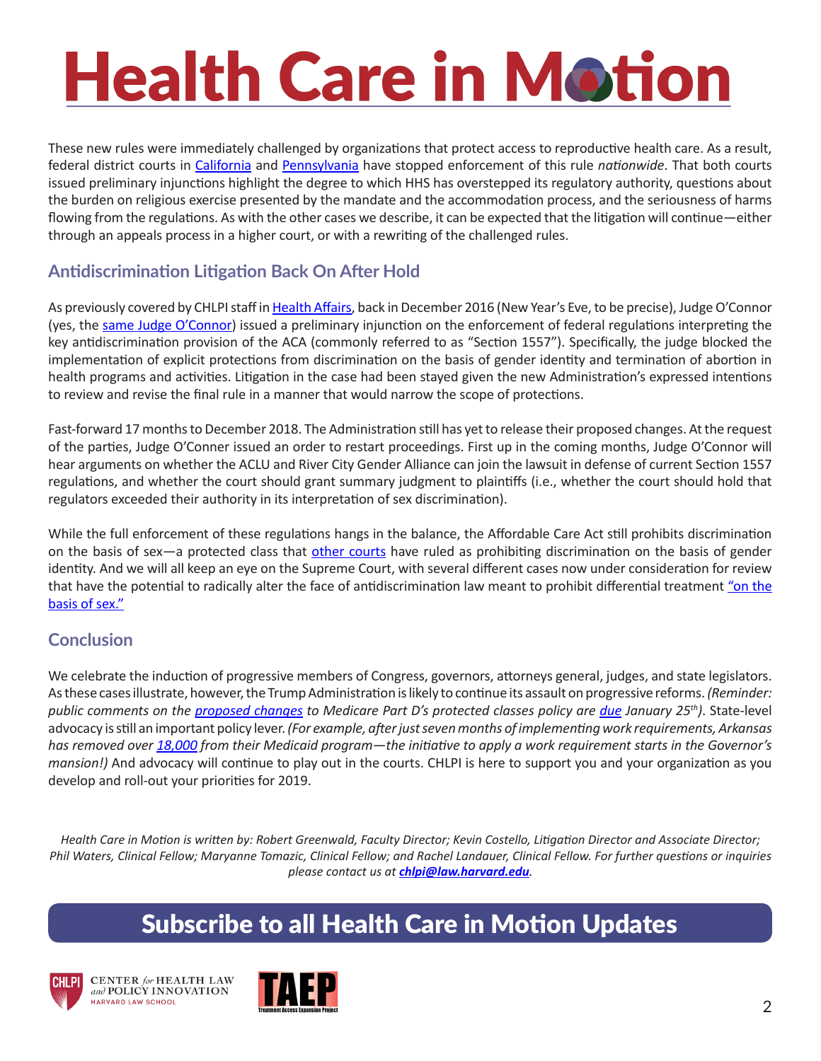These new rules were immediately challenged by organizations that protect access to reproductive health care. As a result, federal district courts in California and Pennsylvania have stopped enforcement of this rule *nationwide*. That both courts issued preliminary injunctions highlight the degree to which HHS has overstepped its regulatory authority, questions about the burden on religious exercise presented by the mandate and the accommodation process, and the seriousness of harms flowing from the regulations. As with the other cases we describe, it can be expected that the litigation will continue—either through an appeals process in a higher court, or with a rewriting of the challenged rules.

## Antidiscrimination Litigation Back On After Hold

As previously covered by CHLPI staff in Health Affairs, back in December 2016 (New Year's Eve, to be precise), Judge O'Connor (yes, the same Judge O'Connor) issued a preliminary injunction on the enforcement of federal regulations interpreting the key antidiscrimination provision of the ACA (commonly referred to as "Section 1557"). Specifically, the judge blocked the implementation of explicit protections from discrimination on the basis of gender identity and termination of abortion in health programs and activities. Litigation in the case had been stayed given the new Administration's expressed intentions to review and revise the final rule in a manner that would narrow the scope of protections.

Fast-forward 17 months to December 2018. The Administration still has yet to release their proposed changes. At the request of the parties, Judge O'Conner issued an order to restart proceedings. First up in the coming months, Judge O'Connor will hear arguments on whether the ACLU and River City Gender Alliance can join the lawsuit in defense of current Section 1557 regulations, and whether the court should grant summary judgment to plaintiffs (i.e., whether the court should hold that regulators exceeded their authority in its interpretation of sex discrimination).

While the full enforcement of these regulations hangs in the balance, the Affordable Care Act still prohibits discrimination on the basis of sex—a protected class that other courts have ruled as prohibiting discrimination on the basis of gender identity. And we will all keep an eye on the Supreme Court, with several different cases now under consideration for review that have the potential to radically alter the face of antidiscrimination law meant to prohibit differential treatment "on the basis of sex."

## Conclusion

We celebrate the induction of progressive members of Congress, governors, attorneys general, judges, and state legislators. As these cases illustrate, however, the Trump Administration is likely to continue its assault on progressive reforms. *(Reminder: public comments on the proposed changes to Medicare Part D's protected classes policy are due January 25th).* State-level advocacy is still an important policy lever. *(For example, after just seven months of implementing work requirements, Arkansas has removed over 18,000 from their Medicaid program—the initiative to apply a work requirement starts in the Governor's mansion!)* And advocacy will continue to play out in the courts. CHLPI is here to support you and your organization as you develop and roll-out your priorities for 2019.

*Health Care in Motion is written by: Robert Greenwald, Faculty Director; Kevin Costello, Litigation Director and Associate Director; Phil Waters, Clinical Fellow; Maryanne Tomazic, Clinical Fellow; and Rachel Landauer, Clinical Fellow. For further questions or inquiries please contact us at **chlpi@law.harvard.edu**.*

## Subscribe to all Health Care in Motion Updates

CHLPI CENTER *for* HEALTH LAW *and* POLICY INNOVATION HARVARD LAW SCHOOL

TAEP Treatment Access Expansion Project